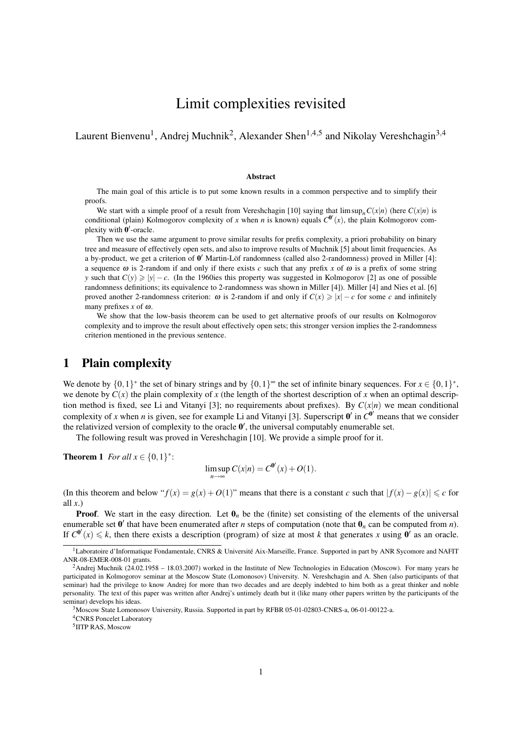# Limit complexities revisited

Laurent Bienvenu[1], Andrej Muchnik[2], Alexander Shen[1,4,5] and Nikolay Vereshchagin[3,4]

### Abstract

The main goal of this article is to put some known results in a common perspective and to simplify their proofs.

We start with a simple proof of a result from Vereshchagin [10] saying that $\limsup_n C(x|n)$ (here $C(x|n)$ is conditional (plain) Kolmogorov complexity of $x$ when $n$ is known) equals $C^{\mathbf{0}'}(x)$, the plain Kolmogorov complexity with $\mathbf{0}'$-oracle.

Then we use the same argument to prove similar results for prefix complexity, a priori probability on binary tree and measure of effectively open sets, and also to improve results of Muchnik [5] about limit frequencies. As a by-product, we get a criterion of $\mathbf{0}'$ Martin-Löf randomness (called also 2-randomness) proved in Miller [4]: a sequence $\omega$ is 2-random if and only if there exists $c$ such that any prefix $x$ of $\omega$ is a prefix of some string $y$ such that $C(y) \geqslant |y| - c$. (In the 1960ies this property was suggested in Kolmogorov [2] as one of possible randomness definitions; its equivalence to 2-randomness was shown in Miller [4]). Miller [4] and Nies et al. [6] proved another 2-randomness criterion: $\omega$ is 2-random if and only if $C(x) \geqslant |x| - c$ for some $c$ and infinitely many prefixes $x$ of $\omega$.

We show that the low-basis theorem can be used to get alternative proofs of our results on Kolmogorov complexity and to improve the result about effectively open sets; this stronger version implies the 2-randomness criterion mentioned in the previous sentence.

## 1 Plain complexity

We denote by $\{0,1\}^*$ the set of binary strings and by $\{0,1\}^\infty$ the set of infinite binary sequences. For $x \in \{0,1\}^*$, we denote by $C(x)$ the plain complexity of $x$ (the length of the shortest description of $x$ when an optimal description method is fixed, see Li and Vitanyi [3]; no requirements about prefixes). By $C(x|n)$ we mean conditional complexity of $x$ when $n$ is given, see for example Li and Vitanyi [3]. Superscript $\mathbf{0}'$ in $C^{\mathbf{0}'}$ means that we consider the relativized version of complexity to the oracle $\mathbf{0}'$, the universal computably enumerable set.

The following result was proved in Vereshchagin [10]. We provide a simple proof for it.

**Theorem 1** *For all $x \in \{0,1\}^*$:*

$$\limsup_{n\to\infty} C(x|n) = C^{\mathbf{0}'}(x) + O(1).$$

(In this theorem and below "$f(x) = g(x) + O(1)$" means that there is a constant $c$ such that $|f(x) - g(x)| \leqslant c$ for all $x$.)

**Proof**. We start in the easy direction. Let $\mathbf{0}_n$ be the (finite) set consisting of the elements of the universal enumerable set $\mathbf{0}'$ that have been enumerated after $n$ steps of computation (note that $\mathbf{0}_n$ can be computed from $n$). If $C^{\mathbf{0}'}(x) \leqslant k$, then there exists a description (program) of size at most $k$ that generates $x$ using $\mathbf{0}'$ as an oracle.

---

[1] Laboratoire d'Informatique Fondamentale, CNRS & Université Aix-Marseille, France. Supported in part by ANR Sycomore and NAFIT ANR-08-EMER-008-01 grants.

[2] Andrej Muchnik (24.02.1958 – 18.03.2007) worked in the Institute of New Technologies in Education (Moscow). For many years he participated in Kolmogorov seminar at the Moscow State (Lomonosov) University. N. Vereshchagin and A. Shen (also participants of that seminar) had the privilege to know Andrej for more than two decades and are deeply indebted to him both as a great thinker and noble personality. The text of this paper was written after Andrej's untimely death but it (like many other papers written by the participants of the seminar) develops his ideas.

[3] Moscow State Lomonosov University, Russia. Supported in part by RFBR 05-01-02803-CNRS-a, 06-01-00122-a.

[4] CNRS Poncelet Laboratory

[5] IITP RAS, Moscow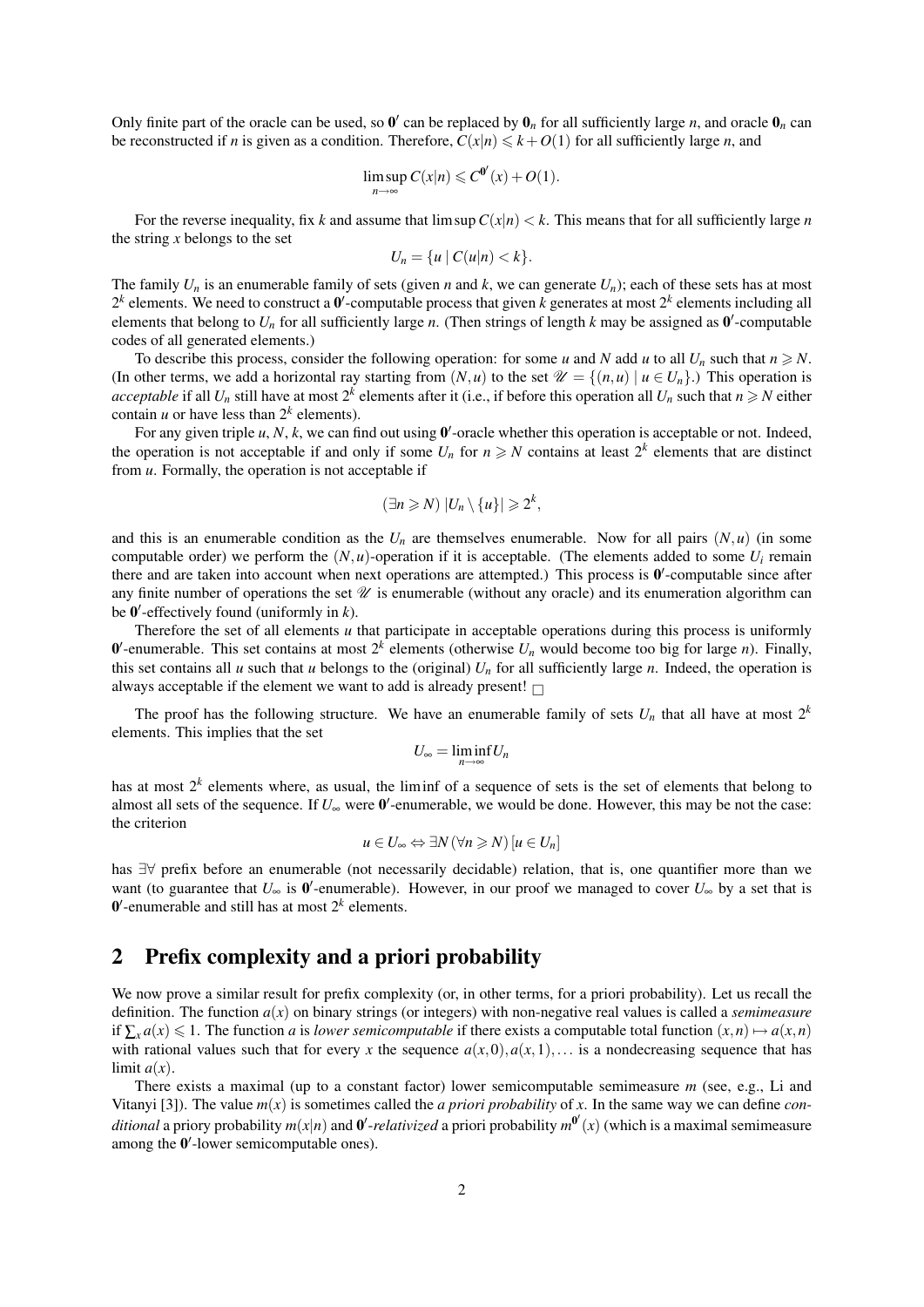Only finite part of the oracle can be used, so $\mathbf{0}'$ can be replaced by $\mathbf{0}_n$ for all sufficiently large $n$, and oracle $\mathbf{0}_n$ can be reconstructed if $n$ is given as a condition. Therefore, $C(x|n) \leqslant k + O(1)$ for all sufficiently large $n$, and

$$\limsup_{n\to\infty} C(x|n) \leqslant C^{\mathbf{0}'}(x) + O(1).$$

For the reverse inequality, fix $k$ and assume that $\limsup C(x|n) < k$. This means that for all sufficiently large $n$ the string $x$ belongs to the set

$$U_n = \{u \mid C(u|n) < k\}.$$

The family $U_n$ is an enumerable family of sets (given $n$ and $k$, we can generate $U_n$); each of these sets has at most $2^k$ elements. We need to construct a $\mathbf{0}'$-computable process that given $k$ generates at most $2^k$ elements including all elements that belong to $U_n$ for all sufficiently large $n$. (Then strings of length $k$ may be assigned as $\mathbf{0}'$-computable codes of all generated elements.)

To describe this process, consider the following operation: for some $u$ and $N$ add $u$ to all $U_n$ such that $n \geqslant N$. (In other terms, we add a horizontal ray starting from $(N,u)$ to the set $\mathscr{U} = \{(n,u) \mid u \in U_n\}$.) This operation is *acceptable* if all $U_n$ still have at most $2^k$ elements after it (i.e., if before this operation all $U_n$ such that $n \geqslant N$ either contain $u$ or have less than $2^k$ elements).

For any given triple $u, N, k$, we can find out using $\mathbf{0}'$-oracle whether this operation is acceptable or not. Indeed, the operation is not acceptable if and only if some $U_n$ for $n \geqslant N$ contains at least $2^k$ elements that are distinct from $u$. Formally, the operation is not acceptable if

$$(\exists n \geqslant N)\, |U_n \setminus \{u\}| \geqslant 2^k,$$

and this is an enumerable condition as the $U_n$ are themselves enumerable. Now for all pairs $(N,u)$ (in some computable order) we perform the $(N,u)$-operation if it is acceptable. (The elements added to some $U_i$ remain there and are taken into account when next operations are attempted.) This process is $\mathbf{0}'$-computable since after any finite number of operations the set $\mathscr{U}$ is enumerable (without any oracle) and its enumeration algorithm can be $\mathbf{0}'$-effectively found (uniformly in $k$).

Therefore the set of all elements $u$ that participate in acceptable operations during this process is uniformly $\mathbf{0}'$-enumerable. This set contains at most $2^k$ elements (otherwise $U_n$ would become too big for large $n$). Finally, this set contains all $u$ such that $u$ belongs to the (original) $U_n$ for all sufficiently large $n$. Indeed, the operation is always acceptable if the element we want to add is already present! $\square$

The proof has the following structure. We have an enumerable family of sets $U_n$ that all have at most $2^k$ elements. This implies that the set

$$U_\infty = \liminf_{n\to\infty} U_n$$

has at most $2^k$ elements where, as usual, the $\liminf$ of a sequence of sets is the set of elements that belong to almost all sets of the sequence. If $U_\infty$ were $\mathbf{0}'$-enumerable, we would be done. However, this may be not the case: the criterion

$$u \in U_\infty \Leftrightarrow \exists N\, (\forall n \geqslant N)\, [u \in U_n]$$

has $\exists\forall$ prefix before an enumerable (not necessarily decidable) relation, that is, one quantifier more than we want (to guarantee that $U_\infty$ is $\mathbf{0}'$-enumerable). However, in our proof we managed to cover $U_\infty$ by a set that is $\mathbf{0}'$-enumerable and still has at most $2^k$ elements.

## 2 Prefix complexity and a priori probability

We now prove a similar result for prefix complexity (or, in other terms, for a priori probability). Let us recall the definition. The function $a(x)$ on binary strings (or integers) with non-negative real values is called a *semimeasure* if $\sum_x a(x) \leqslant 1$. The function $a$ is *lower semicomputable* if there exists a computable total function $(x,n) \mapsto a(x,n)$ with rational values such that for every $x$ the sequence $a(x,0), a(x,1), \ldots$ is a nondecreasing sequence that has limit $a(x)$.

There exists a maximal (up to a constant factor) lower semicomputable semimeasure $m$ (see, e.g., Li and Vitanyi [3]). The value $m(x)$ is sometimes called the *a priori probability* of $x$. In the same way we can define *conditional* a priory probability $m(x|n)$ and $\mathbf{0}'$*-relativized* a priori probability $m^{\mathbf{0}'}(x)$ (which is a maximal semimeasure among the $\mathbf{0}'$-lower semicomputable ones).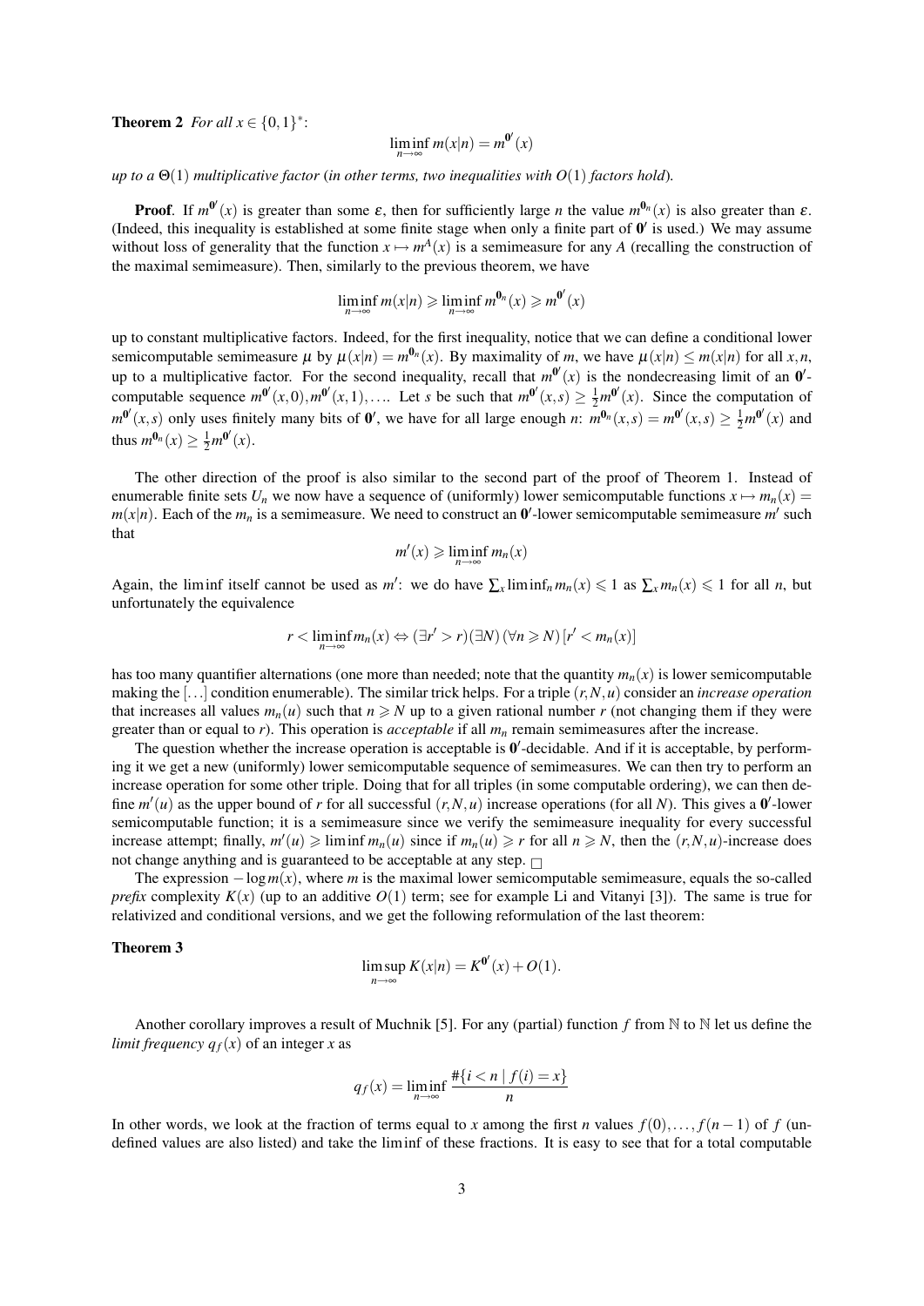**Theorem 2** *For all $x \in \{0,1\}^*$:*

$$\liminf_{n\to\infty} m(x|n) = m^{\mathbf{0}'}(x)$$

*up to a $\Theta(1)$ multiplicative factor (in other terms, two inequalities with $O(1)$ factors hold).*

**Proof**. If $m^{\mathbf{0}'}(x)$ is greater than some $\varepsilon$, then for sufficiently large $n$ the value $m^{\mathbf{0}_n}(x)$ is also greater than $\varepsilon$. (Indeed, this inequality is established at some finite stage when only a finite part of $\mathbf{0}'$ is used.) We may assume without loss of generality that the function $x \mapsto m^A(x)$ is a semimeasure for any $A$ (recalling the construction of the maximal semimeasure). Then, similarly to the previous theorem, we have

$$\liminf_{n\to\infty} m(x|n) \geqslant \liminf_{n\to\infty} m^{\mathbf{0}_n}(x) \geqslant m^{\mathbf{0}'}(x)$$

up to constant multiplicative factors. Indeed, for the first inequality, notice that we can define a conditional lower semicomputable semimeasure $\mu$ by $\mu(x|n) = m^{\mathbf{0}_n}(x)$. By maximality of $m$, we have $\mu(x|n) \leq m(x|n)$ for all $x,n$, up to a multiplicative factor. For the second inequality, recall that $m^{\mathbf{0}'}(x)$ is the nondecreasing limit of an $\mathbf{0}'$-computable sequence $m^{\mathbf{0}'}(x,0), m^{\mathbf{0}'}(x,1), \ldots$. Let $s$ be such that $m^{\mathbf{0}'}(x,s) \geq \frac{1}{2} m^{\mathbf{0}'}(x)$. Since the computation of $m^{\mathbf{0}'}(x,s)$ only uses finitely many bits of $\mathbf{0}'$, we have for all large enough $n$: $m^{\mathbf{0}_n}(x,s) = m^{\mathbf{0}'}(x,s) \geq \frac{1}{2} m^{\mathbf{0}'}(x)$ and thus $m^{\mathbf{0}_n}(x) \geq \frac{1}{2} m^{\mathbf{0}'}(x)$.

The other direction of the proof is also similar to the second part of the proof of Theorem 1. Instead of enumerable finite sets $U_n$ we now have a sequence of (uniformly) lower semicomputable functions $x \mapsto m_n(x) = m(x|n)$. Each of the $m_n$ is a semimeasure. We need to construct an $\mathbf{0}'$-lower semicomputable semimeasure $m'$ such that

$$m'(x) \geqslant \liminf_{n\to\infty} m_n(x)$$

Again, the liminf itself cannot be used as $m'$: we do have $\sum_x \liminf_n m_n(x) \leqslant 1$ as $\sum_x m_n(x) \leqslant 1$ for all $n$, but unfortunately the equivalence

$$r < \liminf_{n\to\infty} m_n(x) \Leftrightarrow (\exists r' > r)(\exists N)\,(\forall n \geqslant N)\,[r' < m_n(x)]$$

has too many quantifier alternations (one more than needed; note that the quantity $m_n(x)$ is lower semicomputable making the $[\ldots]$ condition enumerable). The similar trick helps. For a triple $(r,N,u)$ consider an *increase operation* that increases all values $m_n(u)$ such that $n \geqslant N$ up to a given rational number $r$ (not changing them if they were greater than or equal to $r$). This operation is *acceptable* if all $m_n$ remain semimeasures after the increase.

The question whether the increase operation is acceptable is $\mathbf{0}'$-decidable. And if it is acceptable, by performing it we get a new (uniformly) lower semicomputable sequence of semimeasures. We can then try to perform an increase operation for some other triple. Doing that for all triples (in some computable ordering), we can then define $m'(u)$ as the upper bound of $r$ for all successful $(r,N,u)$ increase operations (for all $N$). This gives a $\mathbf{0}'$-lower semicomputable function; it is a semimeasure since we verify the semimeasure inequality for every successful increase attempt; finally, $m'(u) \geqslant \liminf m_n(u)$ since if $m_n(u) \geqslant r$ for all $n \geqslant N$, then the $(r,N,u)$-increase does not change anything and is guaranteed to be acceptable at any step. $\square$

The expression $-\log m(x)$, where $m$ is the maximal lower semicomputable semimeasure, equals the so-called *prefix* complexity $K(x)$ (up to an additive $O(1)$ term; see for example Li and Vitanyi [3]). The same is true for relativized and conditional versions, and we get the following reformulation of the last theorem:

**Theorem 3**

$$\limsup_{n\to\infty} K(x|n) = K^{\mathbf{0}'}(x) + O(1).$$

Another corollary improves a result of Muchnik [5]. For any (partial) function $f$ from $\mathbb{N}$ to $\mathbb{N}$ let us define the *limit frequency* $q_f(x)$ of an integer $x$ as

$$q_f(x) = \liminf_{n\to\infty} \frac{\#\{i < n \mid f(i) = x\}}{n}$$

In other words, we look at the fraction of terms equal to $x$ among the first $n$ values $f(0), \ldots, f(n-1)$ of $f$ (undefined values are also listed) and take the liminf of these fractions. It is easy to see that for a total computable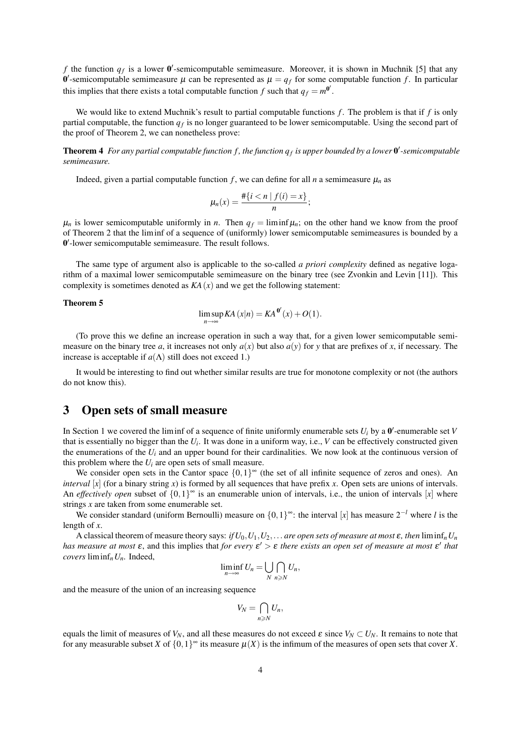$f$ the function $q_f$ is a lower $\mathbf{0}'$-semicomputable semimeasure. Moreover, it is shown in Muchnik [5] that any $\mathbf{0}'$-semicomputable semimeasure $\mu$ can be represented as $\mu = q_f$ for some computable function $f$. In particular this implies that there exists a total computable function $f$ such that $q_f = m^{\mathbf{0}'}$.

We would like to extend Muchnik's result to partial computable functions $f$. The problem is that if $f$ is only partial computable, the function $q_f$ is no longer guaranteed to be lower semicomputable. Using the second part of the proof of Theorem 2, we can nonetheless prove:

**Theorem 4** *For any partial computable function $f$, the function $q_f$ is upper bounded by a lower $\mathbf{0}'$-semicomputable semimeasure.*

Indeed, given a partial computable function $f$, we can define for all $n$ a semimeasure $\mu_n$ as

$$\mu_n(x) = \frac{\#\{i < n \mid f(i) = x\}}{n};$$

$\mu_n$ is lower semicomputable uniformly in $n$. Then $q_f = \liminf \mu_n$; on the other hand we know from the proof of Theorem 2 that the $\liminf$ of a sequence of (uniformly) lower semicomputable semimeasures is bounded by a $\mathbf{0}'$-lower semicomputable semimeasure. The result follows.

The same type of argument also is applicable to the so-called *a priori complexity* defined as negative logarithm of a maximal lower semicomputable semimeasure on the binary tree (see Zvonkin and Levin [11]). This complexity is sometimes denoted as $KA(x)$ and we get the following statement:

**Theorem 5**

$$\limsup_{n\to\infty} KA(x|n) = KA^{\mathbf{0}'}(x) + O(1).$$

(To prove this we define an increase operation in such a way that, for a given lower semicomputable semimeasure on the binary tree $a$, it increases not only $a(x)$ but also $a(y)$ for $y$ that are prefixes of $x$, if necessary. The increase is acceptable if $a(\Lambda)$ still does not exceed 1.)

It would be interesting to find out whether similar results are true for monotone complexity or not (the authors do not know this).

# 3 Open sets of small measure

In Section 1 we covered the $\liminf$ of a sequence of finite uniformly enumerable sets $U_i$ by a $\mathbf{0}'$-enumerable set $V$ that is essentially no bigger than the $U_i$. It was done in a uniform way, i.e., $V$ can be effectively constructed given the enumerations of the $U_i$ and an upper bound for their cardinalities. We now look at the continuous version of this problem where the $U_i$ are open sets of small measure.

We consider open sets in the Cantor space $\{0,1\}^\infty$ (the set of all infinite sequence of zeros and ones). An *interval* $[x]$ (for a binary string $x$) is formed by all sequences that have prefix $x$. Open sets are unions of intervals. An *effectively open* subset of $\{0,1\}^\infty$ is an enumerable union of intervals, i.e., the union of intervals $[x]$ where strings $x$ are taken from some enumerable set.

We consider standard (uniform Bernoulli) measure on $\{0,1\}^\infty$: the interval $[x]$ has measure $2^{-l}$ where $l$ is the length of $x$.

A classical theorem of measure theory says: *if $U_0, U_1, U_2, \ldots$ are open sets of measure at most $\varepsilon$, then* $\liminf_n U_n$ *has measure at most $\varepsilon$*, and this implies that *for every $\varepsilon' > \varepsilon$ there exists an open set of measure at most $\varepsilon'$ that covers* $\liminf_n U_n$. Indeed,

$$\liminf_{n\to\infty} U_n = \bigcup_N \bigcap_{n\geqslant N} U_n,$$

and the measure of the union of an increasing sequence

$$V_N = \bigcap_{n\geqslant N} U_n,$$

equals the limit of measures of $V_N$, and all these measures do not exceed $\varepsilon$ since $V_N \subset U_N$. It remains to note that for any measurable subset $X$ of $\{0,1\}^\infty$ its measure $\mu(X)$ is the infimum of the measures of open sets that cover $X$.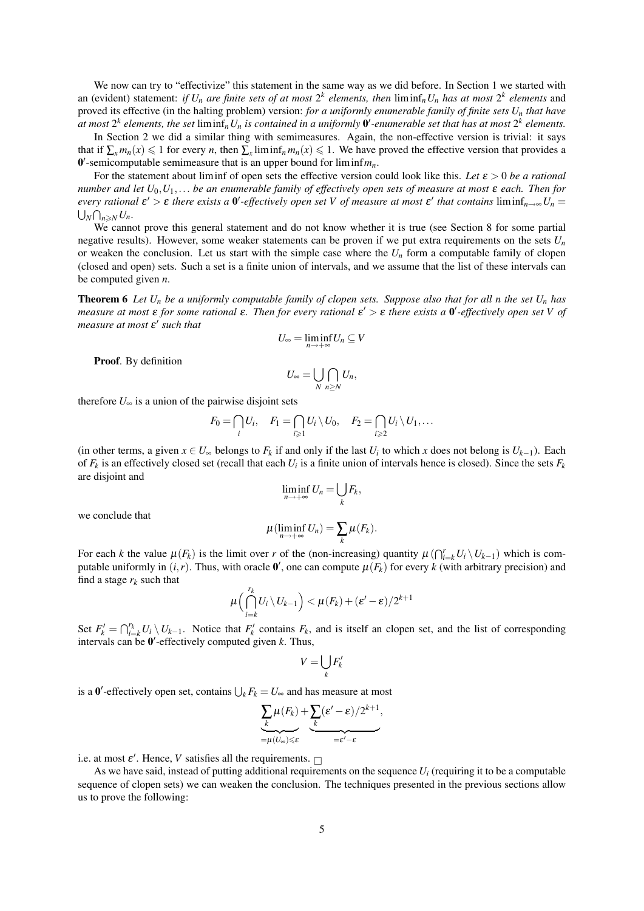We now can try to "effectivize" this statement in the same way as we did before. In Section 1 we started with an (evident) statement: *if $U_n$ are finite sets of at most $2^k$ elements, then $\liminf_n U_n$ has at most $2^k$ elements* and proved its effective (in the halting problem) version: *for a uniformly enumerable family of finite sets $U_n$ that have at most $2^k$ elements, the set $\liminf_n U_n$ is contained in a uniformly $\mathbf{0}'$-enumerable set that has at most $2^k$ elements.*

In Section 2 we did a similar thing with semimeasures. Again, the non-effective version is trivial: it says that if $\sum_x m_n(x) \leqslant 1$ for every $n$, then $\sum_x \liminf_n m_n(x) \leqslant 1$. We have proved the effective version that provides a $\mathbf{0}'$-semicomputable semimeasure that is an upper bound for $\liminf m_n$.

For the statement about liminf of open sets the effective version could look like this. *Let $\varepsilon > 0$ be a rational number and let $U_0, U_1, \dots$ be an enumerable family of effectively open sets of measure at most $\varepsilon$ each. Then for every rational $\varepsilon' > \varepsilon$ there exists a $\mathbf{0}'$-effectively open set $V$ of measure at most $\varepsilon'$ that contains $\liminf_{n\to\infty} U_n = \bigcup_N \bigcap_{n\geqslant N} U_n$.*

We cannot prove this general statement and do not know whether it is true (see Section 8 for some partial negative results). However, some weaker statements can be proven if we put extra requirements on the sets $U_n$ or weaken the conclusion. Let us start with the simple case where the $U_n$ form a computable family of clopen (closed and open) sets. Such a set is a finite union of intervals, and we assume that the list of these intervals can be computed given $n$.

**Theorem 6** *Let $U_n$ be a uniformly computable family of clopen sets. Suppose also that for all $n$ the set $U_n$ has measure at most $\varepsilon$ for some rational $\varepsilon$. Then for every rational $\varepsilon' > \varepsilon$ there exists a $\mathbf{0}'$-effectively open set $V$ of measure at most $\varepsilon'$ such that*

$$U_\infty = \liminf_{n\to+\infty} U_n \subseteq V$$

**Proof**. By definition

$$U_\infty = \bigcup_N \bigcap_{n\geq N} U_n,$$

therefore $U_\infty$ is a union of the pairwise disjoint sets

$$F_0 = \bigcap_i U_i, \quad F_1 = \bigcap_{i\geqslant 1} U_i \setminus U_0, \quad F_2 = \bigcap_{i\geqslant 2} U_i \setminus U_1, \dots$$

(in other terms, a given $x \in U_\infty$ belongs to $F_k$ if and only if the last $U_i$ to which $x$ does not belong is $U_{k-1}$). Each of $F_k$ is an effectively closed set (recall that each $U_i$ is a finite union of intervals hence is closed). Since the sets $F_k$ are disjoint and

$$\liminf_{n\to+\infty} U_n = \bigcup_k F_k,$$

we conclude that

$$\mu(\liminf_{n\to+\infty} U_n) = \sum_k \mu(F_k).$$

For each $k$ the value $\mu(F_k)$ is the limit over $r$ of the (non-increasing) quantity $\mu\left(\bigcap_{i=k}^r U_i \setminus U_{k-1}\right)$ which is computable uniformly in $(i,r)$. Thus, with oracle $\mathbf{0}'$, one can compute $\mu(F_k)$ for every $k$ (with arbitrary precision) and find a stage $r_k$ such that

$$\mu\Big(\bigcap_{i=k}^{r_k} U_i \setminus U_{k-1}\Big) < \mu(F_k) + (\varepsilon' - \varepsilon)/2^{k+1}$$

Set $F'_k = \bigcap_{i=k}^{r_k} U_i \setminus U_{k-1}$. Notice that $F'_k$ contains $F_k$, and is itself an clopen set, and the list of corresponding intervals can be $\mathbf{0}'$-effectively computed given $k$. Thus,

$$V = \bigcup_k F'_k$$

is a $\mathbf{0}'$-effectively open set, contains $\bigcup_k F_k = U_\infty$ and has measure at most

$$\underbrace{\sum_k \mu(F_k)}_{=\mu(U_\infty)\leqslant\varepsilon} + \underbrace{\sum_k (\varepsilon' - \varepsilon)/2^{k+1}}_{=\varepsilon'-\varepsilon},$$

i.e. at most $\varepsilon'$. Hence, $V$ satisfies all the requirements. $\square$

As we have said, instead of putting additional requirements on the sequence $U_i$ (requiring it to be a computable sequence of clopen sets) we can weaken the conclusion. The techniques presented in the previous sections allow us to prove the following: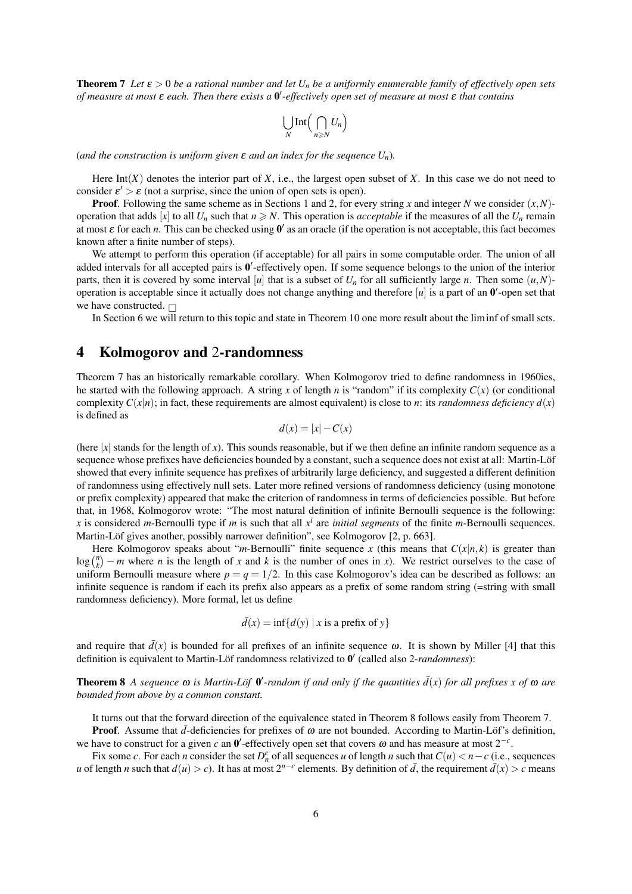**Theorem 7** *Let $\varepsilon > 0$ be a rational number and let $U_n$ be a uniformly enumerable family of effectively open sets of measure at most $\varepsilon$ each. Then there exists a $\mathbf{0}'$-effectively open set of measure at most $\varepsilon$ that contains*

$$\bigcup_N \mathrm{Int}\Big(\bigcap_{n\geqslant N} U_n\Big)$$

(*and the construction is uniform given $\varepsilon$ and an index for the sequence $U_n$*).

Here $\mathrm{Int}(X)$ denotes the interior part of $X$, i.e., the largest open subset of $X$. In this case we do not need to consider $\varepsilon' > \varepsilon$ (not a surprise, since the union of open sets is open).

**Proof**. Following the same scheme as in Sections 1 and 2, for every string $x$ and integer $N$ we consider $(x,N)$-operation that adds $[x]$ to all $U_n$ such that $n \geqslant N$. This operation is *acceptable* if the measures of all the $U_n$ remain at most $\varepsilon$ for each $n$. This can be checked using $\mathbf{0}'$ as an oracle (if the operation is not acceptable, this fact becomes known after a finite number of steps).

We attempt to perform this operation (if acceptable) for all pairs in some computable order. The union of all added intervals for all accepted pairs is $\mathbf{0}'$-effectively open. If some sequence belongs to the union of the interior parts, then it is covered by some interval $[u]$ that is a subset of $U_n$ for all sufficiently large $n$. Then some $(u,N)$-operation is acceptable since it actually does not change anything and therefore $[u]$ is a part of an $\mathbf{0}'$-open set that we have constructed. □

In Section 6 we will return to this topic and state in Theorem 10 one more result about the liminf of small sets.

## 4 Kolmogorov and 2-randomness

Theorem 7 has an historically remarkable corollary. When Kolmogorov tried to define randomness in 1960ies, he started with the following approach. A string $x$ of length $n$ is "random" if its complexity $C(x)$ (or conditional complexity $C(x|n)$; in fact, these requirements are almost equivalent) is close to $n$: its *randomness deficiency* $d(x)$ is defined as

$$d(x) = |x| - C(x)$$

(here $|x|$ stands for the length of $x$). This sounds reasonable, but if we then define an infinite random sequence as a sequence whose prefixes have deficiencies bounded by a constant, such a sequence does not exist at all: Martin-Löf showed that every infinite sequence has prefixes of arbitrarily large deficiency, and suggested a different definition of randomness using effectively null sets. Later more refined versions of randomness deficiency (using monotone or prefix complexity) appeared that make the criterion of randomness in terms of deficiencies possible. But before that, in 1968, Kolmogorov wrote: "The most natural definition of infinite Bernoulli sequence is the following: $x$ is considered $m$-Bernoulli type if $m$ is such that all $x^i$ are *initial segments* of the finite $m$-Bernoulli sequences. Martin-Löf gives another, possibly narrower definition", see Kolmogorov [2, p. 663].

Here Kolmogorov speaks about "$m$-Bernoulli" finite sequence $x$ (this means that $C(x|n,k)$ is greater than $\log\binom{n}{k} - m$ where $n$ is the length of $x$ and $k$ is the number of ones in $x$). We restrict ourselves to the case of uniform Bernoulli measure where $p = q = 1/2$. In this case Kolmogorov's idea can be described as follows: an infinite sequence is random if each its prefix also appears as a prefix of some random string (=string with small randomness deficiency). More formal, let us define

$$\bar{d}(x) = \inf\{d(y) \mid x \text{ is a prefix of } y\}$$

and require that $\bar{d}(x)$ is bounded for all prefixes of an infinite sequence $\omega$. It is shown by Miller [4] that this definition is equivalent to Martin-Löf randomness relativized to $\mathbf{0}'$ (called also 2-*randomness*):

**Theorem 8** *A sequence $\omega$ is Martin-Löf $\mathbf{0}'$-random if and only if the quantities $\bar{d}(x)$ for all prefixes $x$ of $\omega$ are bounded from above by a common constant.*

It turns out that the forward direction of the equivalence stated in Theorem 8 follows easily from Theorem 7.

**Proof**. Assume that $\bar{d}$-deficiencies for prefixes of $\omega$ are not bounded. According to Martin-Löf's definition, we have to construct for a given $c$ an $\mathbf{0}'$-effectively open set that covers $\omega$ and has measure at most $2^{-c}$.

Fix some $c$. For each $n$ consider the set $D_n^c$ of all sequences $u$ of length $n$ such that $C(u) < n - c$ (i.e., sequences $u$ of length $n$ such that $d(u) > c$). It has at most $2^{n-c}$ elements. By definition of $\bar{d}$, the requirement $\bar{d}(x) > c$ means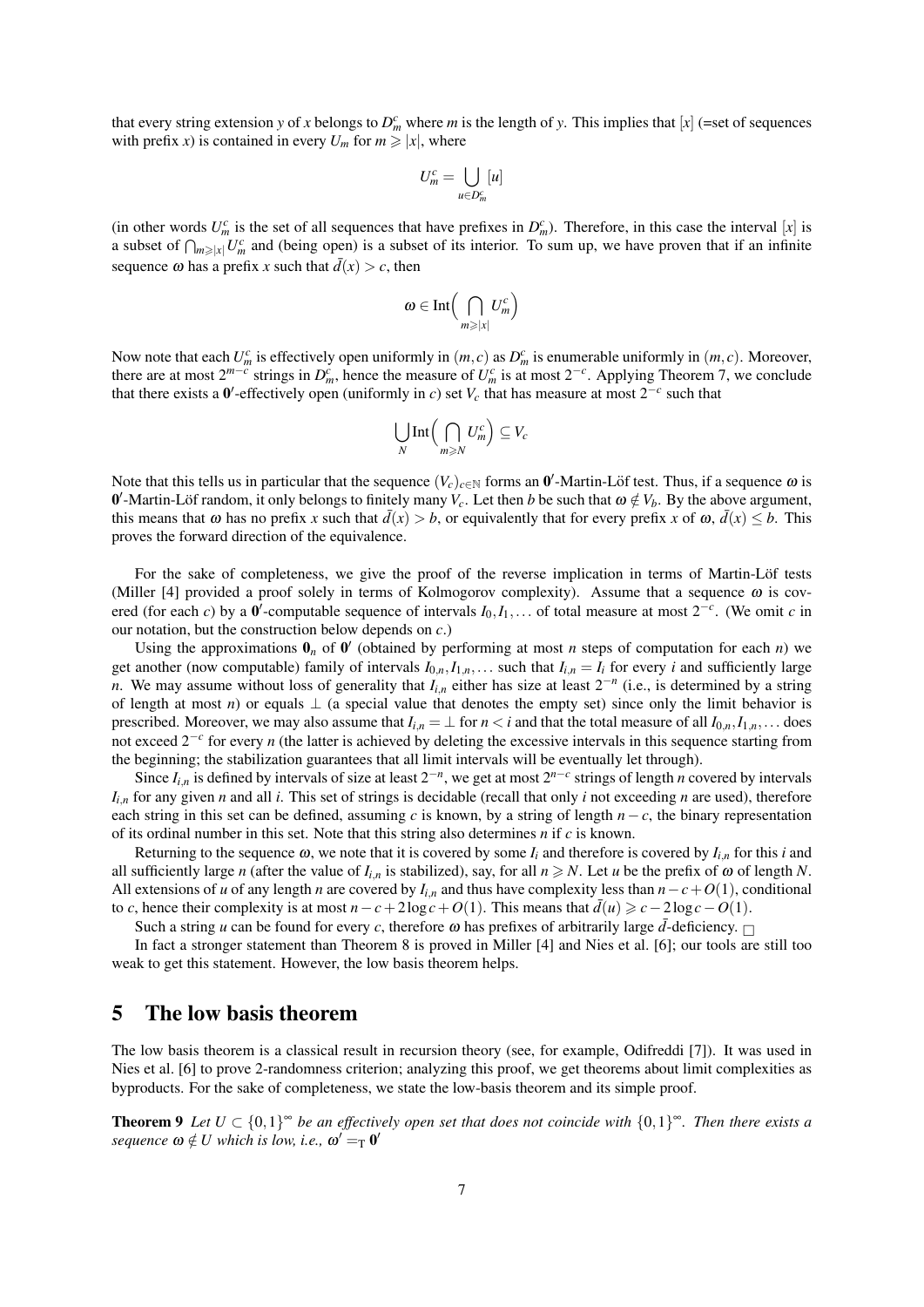that every string extension $y$ of $x$ belongs to $D^c_m$ where $m$ is the length of $y$. This implies that $[x]$ (=set of sequences with prefix $x$) is contained in every $U_m$ for $m \geqslant |x|$, where

$$U^c_m = \bigcup_{u \in D^c_m} [u]$$

(in other words $U^c_m$ is the set of all sequences that have prefixes in $D^c_m$). Therefore, in this case the interval $[x]$ is a subset of $\bigcap_{m \geqslant |x|} U^c_m$ and (being open) is a subset of its interior. To sum up, we have proven that if an infinite sequence $\omega$ has a prefix $x$ such that $\bar{d}(x) > c$, then

$$\omega \in \mathrm{Int}\Big( \bigcap_{m \geqslant |x|} U^c_m \Big)$$

Now note that each $U^c_m$ is effectively open uniformly in $(m,c)$ as $D^c_m$ is enumerable uniformly in $(m,c)$. Moreover, there are at most $2^{m-c}$ strings in $D^c_m$, hence the measure of $U^c_m$ is at most $2^{-c}$. Applying Theorem 7, we conclude that there exists a $\mathbf{0}'$-effectively open (uniformly in $c$) set $V_c$ that has measure at most $2^{-c}$ such that

$$\bigcup_N \mathrm{Int}\Big( \bigcap_{m \geqslant N} U^c_m \Big) \subseteq V_c$$

Note that this tells us in particular that the sequence $(V_c)_{c \in \mathbb{N}}$ forms an $\mathbf{0}'$-Martin-Löf test. Thus, if a sequence $\omega$ is $\mathbf{0}'$-Martin-Löf random, it only belongs to finitely many $V_c$. Let then $b$ be such that $\omega \notin V_b$. By the above argument, this means that $\omega$ has no prefix $x$ such that $\bar{d}(x) > b$, or equivalently that for every prefix $x$ of $\omega$, $\bar{d}(x) \leq b$. This proves the forward direction of the equivalence.

For the sake of completeness, we give the proof of the reverse implication in terms of Martin-Löf tests (Miller [4] provided a proof solely in terms of Kolmogorov complexity). Assume that a sequence $\omega$ is covered (for each $c$) by a $\mathbf{0}'$-computable sequence of intervals $I_0, I_1, \ldots$ of total measure at most $2^{-c}$. (We omit $c$ in our notation, but the construction below depends on $c$.)

Using the approximations $\mathbf{0}_n$ of $\mathbf{0}'$ (obtained by performing at most $n$ steps of computation for each $n$) we get another (now computable) family of intervals $I_{0,n}, I_{1,n}, \ldots$ such that $I_{i,n} = I_i$ for every $i$ and sufficiently large $n$. We may assume without loss of generality that $I_{i,n}$ either has size at least $2^{-n}$ (i.e., is determined by a string of length at most $n$) or equals $\perp$ (a special value that denotes the empty set) since only the limit behavior is prescribed. Moreover, we may also assume that $I_{i,n} = \perp$ for $n < i$ and that the total measure of all $I_{0,n}, I_{1,n}, \ldots$ does not exceed $2^{-c}$ for every $n$ (the latter is achieved by deleting the excessive intervals in this sequence starting from the beginning; the stabilization guarantees that all limit intervals will be eventually let through).

Since $I_{i,n}$ is defined by intervals of size at least $2^{-n}$, we get at most $2^{n-c}$ strings of length $n$ covered by intervals $I_{i,n}$ for any given $n$ and all $i$. This set of strings is decidable (recall that only $i$ not exceeding $n$ are used), therefore each string in this set can be defined, assuming $c$ is known, by a string of length $n - c$, the binary representation of its ordinal number in this set. Note that this string also determines $n$ if $c$ is known.

Returning to the sequence $\omega$, we note that it is covered by some $I_i$ and therefore is covered by $I_{i,n}$ for this $i$ and all sufficiently large $n$ (after the value of $I_{i,n}$ is stabilized), say, for all $n \geqslant N$. Let $u$ be the prefix of $\omega$ of length $N$. All extensions of $u$ of any length $n$ are covered by $I_{i,n}$ and thus have complexity less than $n - c + O(1)$, conditional to $c$, hence their complexity is at most $n - c + 2\log c + O(1)$. This means that $\bar{d}(u) \geqslant c - 2\log c - O(1)$.

Such a string $u$ can be found for every $c$, therefore $\omega$ has prefixes of arbitrarily large $\bar{d}$-deficiency. $\square$

In fact a stronger statement than Theorem 8 is proved in Miller [4] and Nies et al. [6]; our tools are still too weak to get this statement. However, the low basis theorem helps.

## 5 The low basis theorem

The low basis theorem is a classical result in recursion theory (see, for example, Odifreddi [7]). It was used in Nies et al. [6] to prove 2-randomness criterion; analyzing this proof, we get theorems about limit complexities as byproducts. For the sake of completeness, we state the low-basis theorem and its simple proof.

**Theorem 9** *Let $U \subset \{0,1\}^\infty$ be an effectively open set that does not coincide with $\{0,1\}^\infty$. Then there exists a sequence $\omega \notin U$ which is low, i.e., $\omega' =_{\mathrm{T}} \mathbf{0}'$*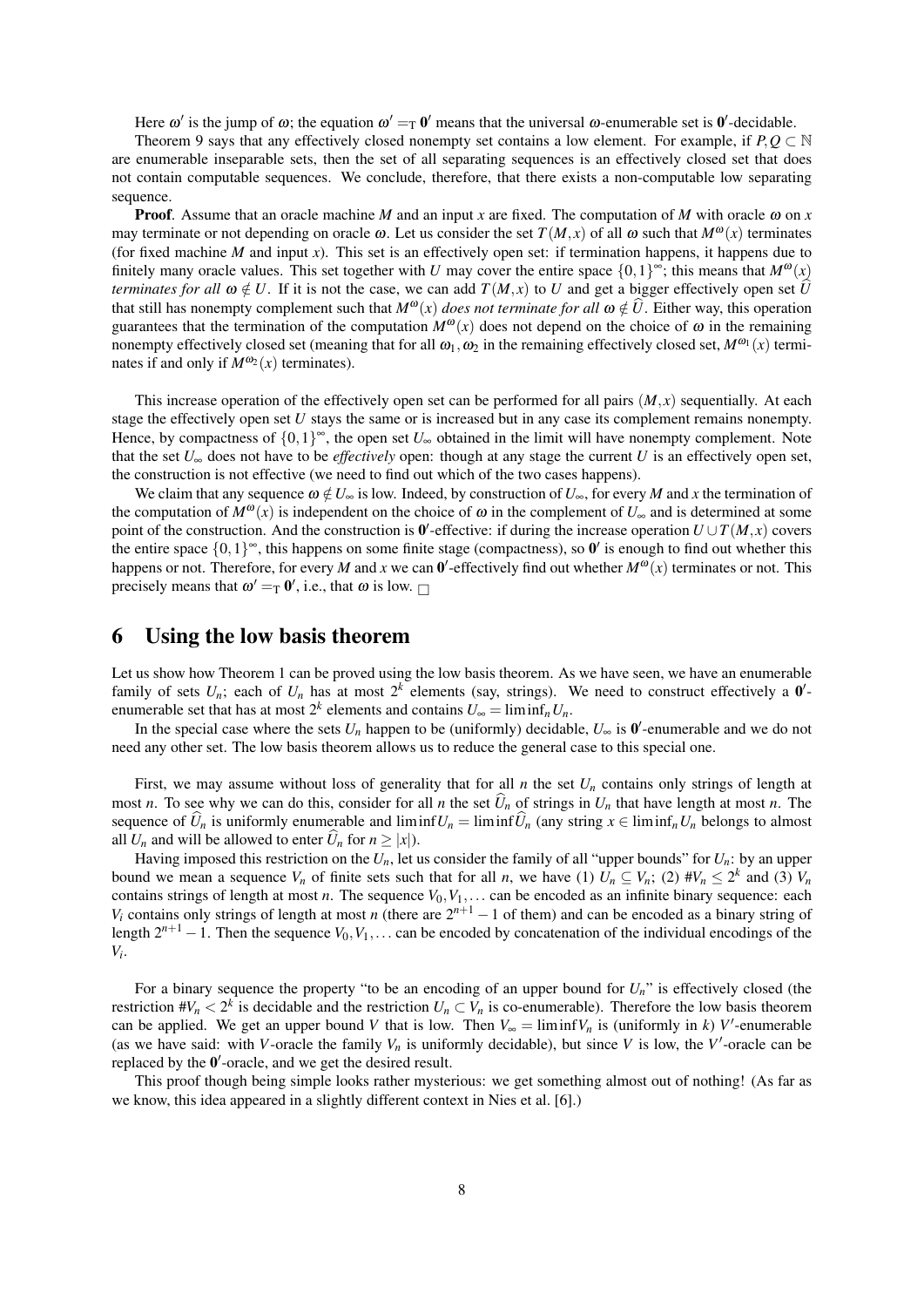Here $\omega'$ is the jump of $\omega$; the equation $\omega' =_T \mathbf{0}'$ means that the universal $\omega$-enumerable set is $\mathbf{0}'$-decidable.

Theorem 9 says that any effectively closed nonempty set contains a low element. For example, if $P, Q \subset \mathbb{N}$ are enumerable inseparable sets, then the set of all separating sequences is an effectively closed set that does not contain computable sequences. We conclude, therefore, that there exists a non-computable low separating sequence.

**Proof**. Assume that an oracle machine $M$ and an input $x$ are fixed. The computation of $M$ with oracle $\omega$ on $x$ may terminate or not depending on oracle $\omega$. Let us consider the set $T(M,x)$ of all $\omega$ such that $M^{\omega}(x)$ terminates (for fixed machine $M$ and input $x$). This set is an effectively open set: if termination happens, it happens due to finitely many oracle values. This set together with $U$ may cover the entire space $\{0,1\}^{\infty}$; this means that *$M^{\omega}(x)$ terminates for all $\omega \notin U$*. If it is not the case, we can add $T(M,x)$ to $U$ and get a bigger effectively open set $\widehat{U}$ that still has nonempty complement such that *$M^{\omega}(x)$ does not terminate for all $\omega \notin \widehat{U}$*. Either way, this operation guarantees that the termination of the computation $M^{\omega}(x)$ does not depend on the choice of $\omega$ in the remaining nonempty effectively closed set (meaning that for all $\omega_1, \omega_2$ in the remaining effectively closed set, $M^{\omega_1}(x)$ terminates if and only if $M^{\omega_2}(x)$ terminates).

This increase operation of the effectively open set can be performed for all pairs $(M,x)$ sequentially. At each stage the effectively open set $U$ stays the same or is increased but in any case its complement remains nonempty. Hence, by compactness of $\{0,1\}^{\infty}$, the open set $U_{\infty}$ obtained in the limit will have nonempty complement. Note that the set $U_{\infty}$ does not have to be *effectively* open: though at any stage the current $U$ is an effectively open set, the construction is not effective (we need to find out which of the two cases happens).

We claim that any sequence $\omega \notin U_{\infty}$ is low. Indeed, by construction of $U_{\infty}$, for every $M$ and $x$ the termination of the computation of $M^{\omega}(x)$ is independent on the choice of $\omega$ in the complement of $U_{\infty}$ and is determined at some point of the construction. And the construction is $\mathbf{0}'$-effective: if during the increase operation $U \cup T(M,x)$ covers the entire space $\{0,1\}^{\infty}$, this happens on some finite stage (compactness), so $\mathbf{0}'$ is enough to find out whether this happens or not. Therefore, for every $M$ and $x$ we can $\mathbf{0}'$-effectively find out whether $M^{\omega}(x)$ terminates or not. This precisely means that $\omega' =_T \mathbf{0}'$, i.e., that $\omega$ is low. $\square$

## 6 Using the low basis theorem

Let us show how Theorem 1 can be proved using the low basis theorem. As we have seen, we have an enumerable family of sets $U_n$; each of $U_n$ has at most $2^k$ elements (say, strings). We need to construct effectively a $\mathbf{0}'$-enumerable set that has at most $2^k$ elements and contains $U_{\infty} = \liminf_n U_n$.

In the special case where the sets $U_n$ happen to be (uniformly) decidable, $U_{\infty}$ is $\mathbf{0}'$-enumerable and we do not need any other set. The low basis theorem allows us to reduce the general case to this special one.

First, we may assume without loss of generality that for all $n$ the set $U_n$ contains only strings of length at most $n$. To see why we can do this, consider for all $n$ the set $\widehat{U}_n$ of strings in $U_n$ that have length at most $n$. The sequence of $\widehat{U}_n$ is uniformly enumerable and $\liminf U_n = \liminf \widehat{U}_n$ (any string $x \in \liminf_n U_n$ belongs to almost all $U_n$ and will be allowed to enter $\widehat{U}_n$ for $n \geq |x|$).

Having imposed this restriction on the $U_n$, let us consider the family of all "upper bounds" for $U_n$: by an upper bound we mean a sequence $V_n$ of finite sets such that for all $n$, we have (1) $U_n \subseteq V_n$; (2) $\#V_n \leq 2^k$ and (3) $V_n$ contains strings of length at most $n$. The sequence $V_0, V_1, \ldots$ can be encoded as an infinite binary sequence: each $V_i$ contains only strings of length at most $n$ (there are $2^{n+1} - 1$ of them) and can be encoded as a binary string of length $2^{n+1} - 1$. Then the sequence $V_0, V_1, \ldots$ can be encoded by concatenation of the individual encodings of the $V_i$.

For a binary sequence the property "to be an encoding of an upper bound for $U_n$" is effectively closed (the restriction $\#V_n < 2^k$ is decidable and the restriction $U_n \subset V_n$ is co-enumerable). Therefore the low basis theorem can be applied. We get an upper bound $V$ that is low. Then $V_{\infty} = \liminf V_n$ is (uniformly in $k$) $V'$-enumerable (as we have said: with $V$-oracle the family $V_n$ is uniformly decidable), but since $V$ is low, the $V'$-oracle can be replaced by the $\mathbf{0}'$-oracle, and we get the desired result.

This proof though being simple looks rather mysterious: we get something almost out of nothing! (As far as we know, this idea appeared in a slightly different context in Nies et al. [6].)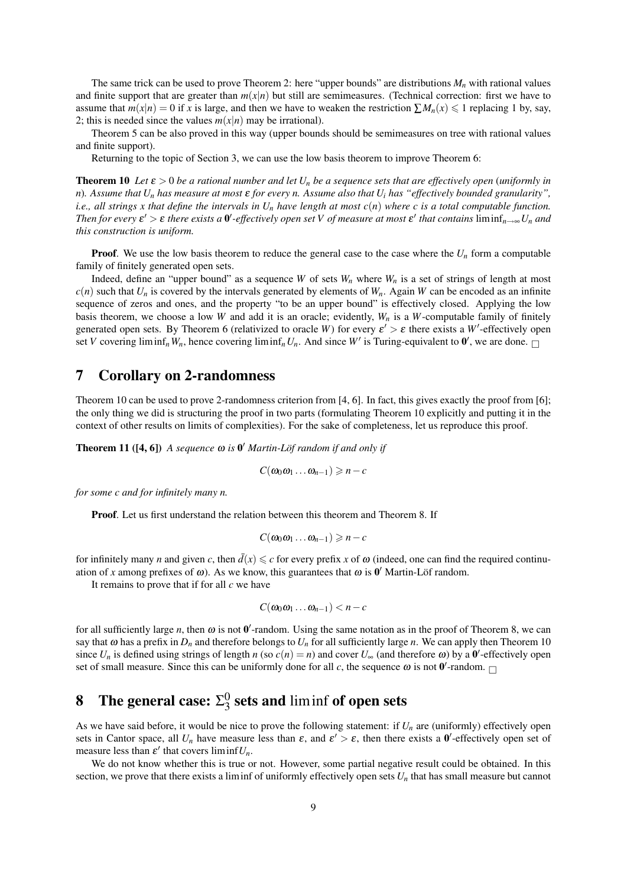The same trick can be used to prove Theorem 2: here "upper bounds" are distributions $M_n$ with rational values and finite support that are greater than $m(x|n)$ but still are semimeasures. (Technical correction: first we have to assume that $m(x|n) = 0$ if $x$ is large, and then we have to weaken the restriction $\sum M_n(x) \leqslant 1$ replacing 1 by, say, 2; this is needed since the values $m(x|n)$ may be irrational).

Theorem 5 can be also proved in this way (upper bounds should be semimeasures on tree with rational values and finite support).

Returning to the topic of Section 3, we can use the low basis theorem to improve Theorem 6:

**Theorem 10** *Let $\varepsilon > 0$ be a rational number and let $U_n$ be a sequence sets that are effectively open* (*uniformly in $n$*)*. Assume that $U_n$ has measure at most $\varepsilon$ for every $n$. Assume also that $U_i$ has "effectively bounded granularity", i.e., all strings $x$ that define the intervals in $U_n$ have length at most $c(n)$ where $c$ is a total computable function. Then for every $\varepsilon' > \varepsilon$ there exists a $\mathbf{0}'$-effectively open set $V$ of measure at most $\varepsilon'$ that contains $\liminf_{n\to\infty} U_n$ and this construction is uniform.*

**Proof**. We use the low basis theorem to reduce the general case to the case where the $U_n$ form a computable family of finitely generated open sets.

Indeed, define an "upper bound" as a sequence $W$ of sets $W_n$ where $W_n$ is a set of strings of length at most $c(n)$ such that $U_n$ is covered by the intervals generated by elements of $W_n$. Again $W$ can be encoded as an infinite sequence of zeros and ones, and the property "to be an upper bound" is effectively closed. Applying the low basis theorem, we choose a low $W$ and add it is an oracle; evidently, $W_n$ is a $W$-computable family of finitely generated open sets. By Theorem 6 (relativized to oracle $W$) for every $\varepsilon' > \varepsilon$ there exists a $W'$-effectively open set $V$ covering $\liminf_n W_n$, hence covering $\liminf_n U_n$. And since $W'$ is Turing-equivalent to $\mathbf{0}'$, we are done. $\square$

## 7 Corollary on 2-randomness

Theorem 10 can be used to prove 2-randomness criterion from [4, 6]. In fact, this gives exactly the proof from [6]; the only thing we did is structuring the proof in two parts (formulating Theorem 10 explicitly and putting it in the context of other results on limits of complexities). For the sake of completeness, let us reproduce this proof.

**Theorem 11 ([4, 6])** *A sequence $\omega$ is $\mathbf{0}'$ Martin-Löf random if and only if*

$$C(\omega_0\omega_1\dots\omega_{n-1}) \geqslant n - c$$

*for some $c$ and for infinitely many $n$.*

**Proof**. Let us first understand the relation between this theorem and Theorem 8. If

$$C(\omega_0\omega_1\dots\omega_{n-1}) \geqslant n - c$$

for infinitely many $n$ and given $c$, then $\bar{d}(x) \leqslant c$ for every prefix $x$ of $\omega$ (indeed, one can find the required continuation of $x$ among prefixes of $\omega$). As we know, this guarantees that $\omega$ is $\mathbf{0}'$ Martin-Löf random.

It remains to prove that if for all $c$ we have

$$C(\omega_0\omega_1\dots\omega_{n-1}) < n - c$$

for all sufficiently large $n$, then $\omega$ is not $\mathbf{0}'$-random. Using the same notation as in the proof of Theorem 8, we can say that $\omega$ has a prefix in $D_n$ and therefore belongs to $U_n$ for all sufficiently large $n$. We can apply then Theorem 10 since $U_n$ is defined using strings of length $n$ (so $c(n) = n$) and cover $U_\infty$ (and therefore $\omega$) by a $\mathbf{0}'$-effectively open set of small measure. Since this can be uniformly done for all $c$, the sequence $\omega$ is not $\mathbf{0}'$-random. $\square$

## 8 The general case: $\Sigma^0_3$ sets and $\liminf$ of open sets

As we have said before, it would be nice to prove the following statement: if $U_n$ are (uniformly) effectively open sets in Cantor space, all $U_n$ have measure less than $\varepsilon$, and $\varepsilon' > \varepsilon$, then there exists a $\mathbf{0}'$-effectively open set of measure less than $\varepsilon'$ that covers $\liminf U_n$.

We do not know whether this is true or not. However, some partial negative result could be obtained. In this section, we prove that there exists a $\liminf$ of uniformly effectively open sets $U_n$ that has small measure but cannot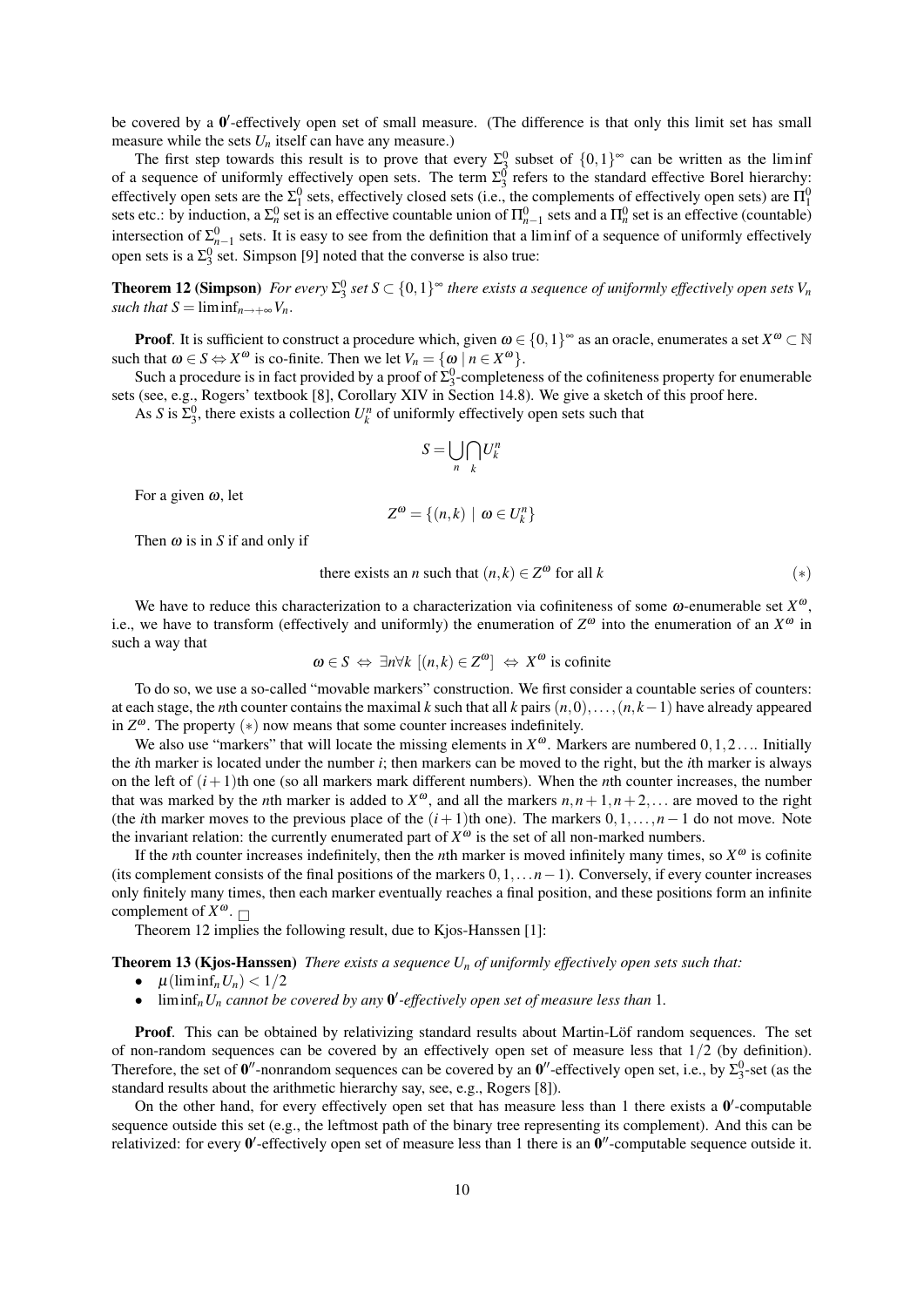be covered by a $\mathbf{0}'$-effectively open set of small measure. (The difference is that only this limit set has small measure while the sets $U_n$ itself can have any measure.)

The first step towards this result is to prove that every $\Sigma^0_3$ subset of $\{0,1\}^\infty$ can be written as the liminf of a sequence of uniformly effectively open sets. The term $\Sigma^0_3$ refers to the standard effective Borel hierarchy: effectively open sets are the $\Sigma^0_1$ sets, effectively closed sets (i.e., the complements of effectively open sets) are $\Pi^0_1$ sets etc.: by induction, a $\Sigma^0_n$ set is an effective countable union of $\Pi^0_{n-1}$ sets and a $\Pi^0_n$ set is an effective (countable) intersection of $\Sigma^0_{n-1}$ sets. It is easy to see from the definition that a liminf of a sequence of uniformly effectively open sets is a $\Sigma^0_3$ set. Simpson [9] noted that the converse is also true:

**Theorem 12 (Simpson)** *For every $\Sigma^0_3$ set $S \subset \{0,1\}^\infty$ there exists a sequence of uniformly effectively open sets $V_n$ such that $S = \liminf_{n\to+\infty} V_n$.*

**Proof**. It is sufficient to construct a procedure which, given $\omega \in \{0,1\}^\infty$ as an oracle, enumerates a set $X^\omega \subset \mathbb{N}$ such that $\omega \in S \Leftrightarrow X^\omega$ is co-finite. Then we let $V_n = \{\omega \mid n \in X^\omega\}$.

Such a procedure is in fact provided by a proof of $\Sigma^0_3$-completeness of the cofiniteness property for enumerable sets (see, e.g., Rogers' textbook [8], Corollary XIV in Section 14.8). We give a sketch of this proof here.

As $S$ is $\Sigma^0_3$, there exists a collection $U^n_k$ of uniformly effectively open sets such that

$$S = \bigcup_n \bigcap_k U^n_k$$

For a given $\omega$, let

$$Z^\omega = \{(n,k) \mid \omega \in U^n_k\}$$

Then $\omega$ is in $S$ if and only if

$$\text{there exists an } n \text{ such that } (n,k) \in Z^\omega \text{ for all } k \qquad (*)$$

We have to reduce this characterization to a characterization via cofiniteness of some $\omega$-enumerable set $X^\omega$, i.e., we have to transform (effectively and uniformly) the enumeration of $Z^\omega$ into the enumeration of an $X^\omega$ in such a way that

$$\omega \in S \;\Leftrightarrow\; \exists n \forall k\; [(n,k) \in Z^\omega] \;\Leftrightarrow\; X^\omega \text{ is cofinite}$$

To do so, we use a so-called "movable markers" construction. We first consider a countable series of counters: at each stage, the $n$th counter contains the maximal $k$ such that all $k$ pairs $(n,0),\ldots,(n,k-1)$ have already appeared in $Z^\omega$. The property $(*)$ now means that some counter increases indefinitely.

We also use "markers" that will locate the missing elements in $X^\omega$. Markers are numbered $0,1,2\ldots$. Initially the $i$th marker is located under the number $i$; then markers can be moved to the right, but the $i$th marker is always on the left of $(i+1)$th one (so all markers mark different numbers). When the $n$th counter increases, the number that was marked by the $n$th marker is added to $X^\omega$, and all the markers $n, n+1, n+2, \ldots$ are moved to the right (the $i$th marker moves to the previous place of the $(i+1)$th one). The markers $0,1,\ldots,n-1$ do not move. Note the invariant relation: the currently enumerated part of $X^\omega$ is the set of all non-marked numbers.

If the $n$th counter increases indefinitely, then the $n$th marker is moved infinitely many times, so $X^\omega$ is cofinite (its complement consists of the final positions of the markers $0,1,\ldots n-1$). Conversely, if every counter increases only finitely many times, then each marker eventually reaches a final position, and these positions form an infinite complement of $X^\omega$. $\square$

Theorem 12 implies the following result, due to Kjos-Hanssen [1]:

**Theorem 13 (Kjos-Hanssen)** *There exists a sequence $U_n$ of uniformly effectively open sets such that:*

- $\mu(\liminf_n U_n) < 1/2$
- $\liminf_n U_n$ *cannot be covered by any $\mathbf{0}'$-effectively open set of measure less than* 1.

**Proof**. This can be obtained by relativizing standard results about Martin-Löf random sequences. The set of non-random sequences can be covered by an effectively open set of measure less that $1/2$ (by definition). Therefore, the set of $\mathbf{0}''$-nonrandom sequences can be covered by an $\mathbf{0}''$-effectively open set, i.e., by $\Sigma^0_3$-set (as the standard results about the arithmetic hierarchy say, see, e.g., Rogers [8]).

On the other hand, for every effectively open set that has measure less than 1 there exists a $\mathbf{0}'$-computable sequence outside this set (e.g., the leftmost path of the binary tree representing its complement). And this can be relativized: for every $\mathbf{0}'$-effectively open set of measure less than 1 there is an $\mathbf{0}''$-computable sequence outside it.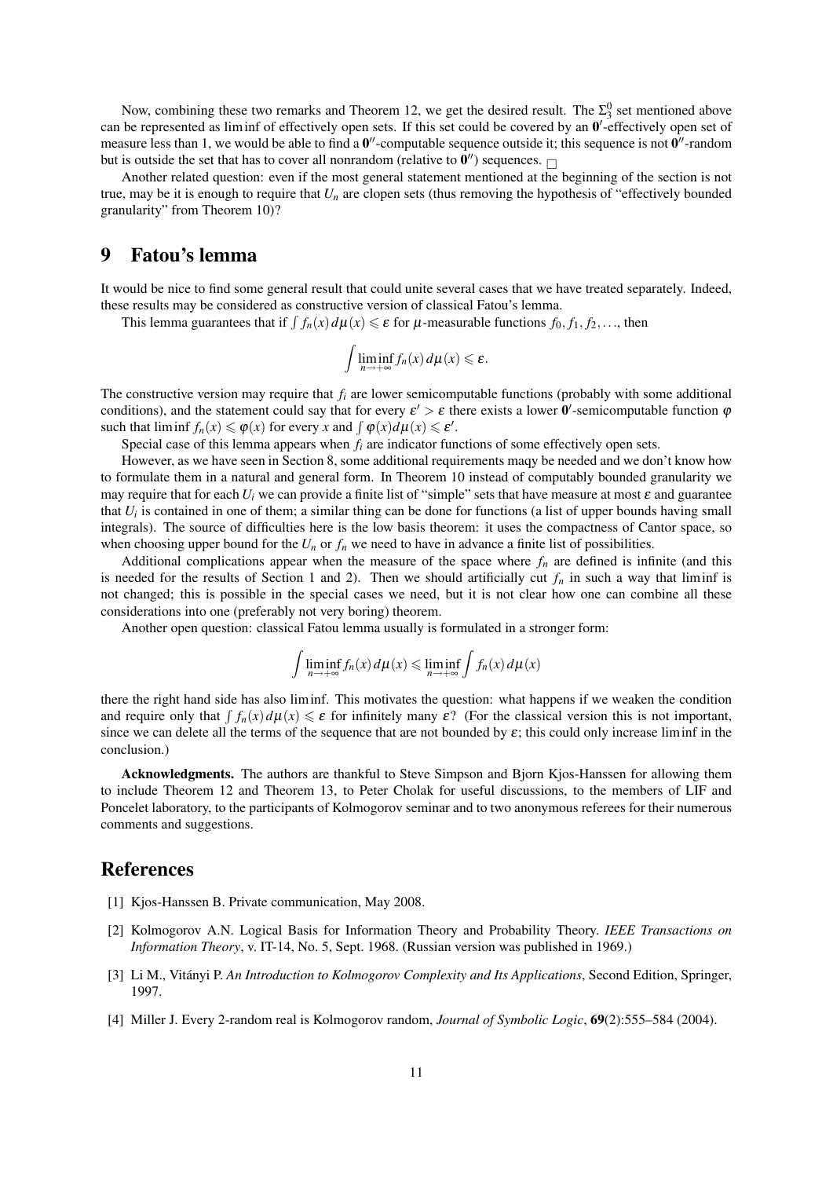Now, combining these two remarks and Theorem 12, we get the desired result. The $\Sigma_3^0$ set mentioned above can be represented as liminf of effectively open sets. If this set could be covered by an $\mathbf{0}'$-effectively open set of measure less than 1, we would be able to find a $\mathbf{0}''$-computable sequence outside it; this sequence is not $\mathbf{0}''$-random but is outside the set that has to cover all nonrandom (relative to $\mathbf{0}''$) sequences. □

Another related question: even if the most general statement mentioned at the beginning of the section is not true, may be it is enough to require that $U_n$ are clopen sets (thus removing the hypothesis of "effectively bounded granularity" from Theorem 10)?

# 9 Fatou's lemma

It would be nice to find some general result that could unite several cases that we have treated separately. Indeed, these results may be considered as constructive version of classical Fatou's lemma.

This lemma guarantees that if $\int f_n(x)\,d\mu(x) \leqslant \varepsilon$ for $\mu$-measurable functions $f_0, f_1, f_2, \ldots$, then

$$\int \liminf_{n\to+\infty} f_n(x)\,d\mu(x) \leqslant \varepsilon.$$

The constructive version may require that $f_i$ are lower semicomputable functions (probably with some additional conditions), and the statement could say that for every $\varepsilon' > \varepsilon$ there exists a lower $\mathbf{0}'$-semicomputable function $\varphi$ such that $\liminf f_n(x) \leqslant \varphi(x)$ for every $x$ and $\int \varphi(x)d\mu(x) \leqslant \varepsilon'$.

Special case of this lemma appears when $f_i$ are indicator functions of some effectively open sets.

However, as we have seen in Section 8, some additional requirements maqy be needed and we don't know how to formulate them in a natural and general form. In Theorem 10 instead of computably bounded granularity we may require that for each $U_i$ we can provide a finite list of "simple" sets that have measure at most $\varepsilon$ and guarantee that $U_i$ is contained in one of them; a similar thing can be done for functions (a list of upper bounds having small integrals). The source of difficulties here is the low basis theorem: it uses the compactness of Cantor space, so when choosing upper bound for the $U_n$ or $f_n$ we need to have in advance a finite list of possibilities.

Additional complications appear when the measure of the space where $f_n$ are defined is infinite (and this is needed for the results of Section 1 and 2). Then we should artificially cut $f_n$ in such a way that liminf is not changed; this is possible in the special cases we need, but it is not clear how one can combine all these considerations into one (preferably not very boring) theorem.

Another open question: classical Fatou lemma usually is formulated in a stronger form:

$$\int \liminf_{n\to+\infty} f_n(x)\,d\mu(x) \leqslant \liminf_{n\to+\infty} \int f_n(x)\,d\mu(x)$$

there the right hand side has also liminf. This motivates the question: what happens if we weaken the condition and require only that $\int f_n(x)\,d\mu(x) \leqslant \varepsilon$ for infinitely many $\varepsilon$? (For the classical version this is not important, since we can delete all the terms of the sequence that are not bounded by $\varepsilon$; this could only increase liminf in the conclusion.)

**Acknowledgments.** The authors are thankful to Steve Simpson and Bjorn Kjos-Hanssen for allowing them to include Theorem 12 and Theorem 13, to Peter Cholak for useful discussions, to the members of LIF and Poncelet laboratory, to the participants of Kolmogorov seminar and to two anonymous referees for their numerous comments and suggestions.

# References

[1] Kjos-Hanssen B. Private communication, May 2008.

[2] Kolmogorov A.N. Logical Basis for Information Theory and Probability Theory. *IEEE Transactions on Information Theory*, v. IT-14, No. 5, Sept. 1968. (Russian version was published in 1969.)

[3] Li M., Vitányi P. *An Introduction to Kolmogorov Complexity and Its Applications*, Second Edition, Springer, 1997.

[4] Miller J. Every 2-random real is Kolmogorov random, *Journal of Symbolic Logic*, **69**(2):555–584 (2004).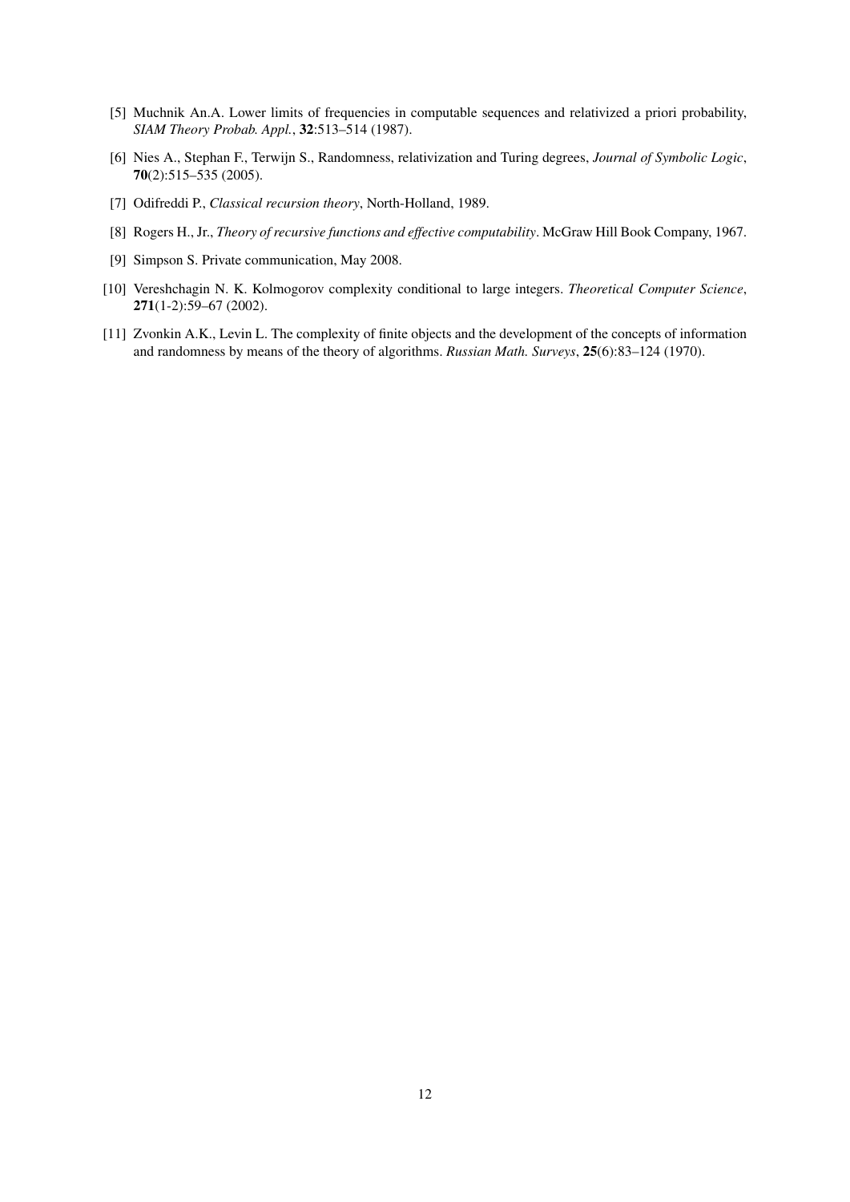[5] Muchnik An.A. Lower limits of frequencies in computable sequences and relativized a priori probability, *SIAM Theory Probab. Appl.*, **32**:513–514 (1987).

[6] Nies A., Stephan F., Terwijn S., Randomness, relativization and Turing degrees, *Journal of Symbolic Logic*, **70**(2):515–535 (2005).

[7] Odifreddi P., *Classical recursion theory*, North-Holland, 1989.

[8] Rogers H., Jr., *Theory of recursive functions and effective computability*. McGraw Hill Book Company, 1967.

[9] Simpson S. Private communication, May 2008.

[10] Vereshchagin N. K. Kolmogorov complexity conditional to large integers. *Theoretical Computer Science*, **271**(1-2):59–67 (2002).

[11] Zvonkin A.K., Levin L. The complexity of finite objects and the development of the concepts of information and randomness by means of the theory of algorithms. *Russian Math. Surveys*, **25**(6):83–124 (1970).